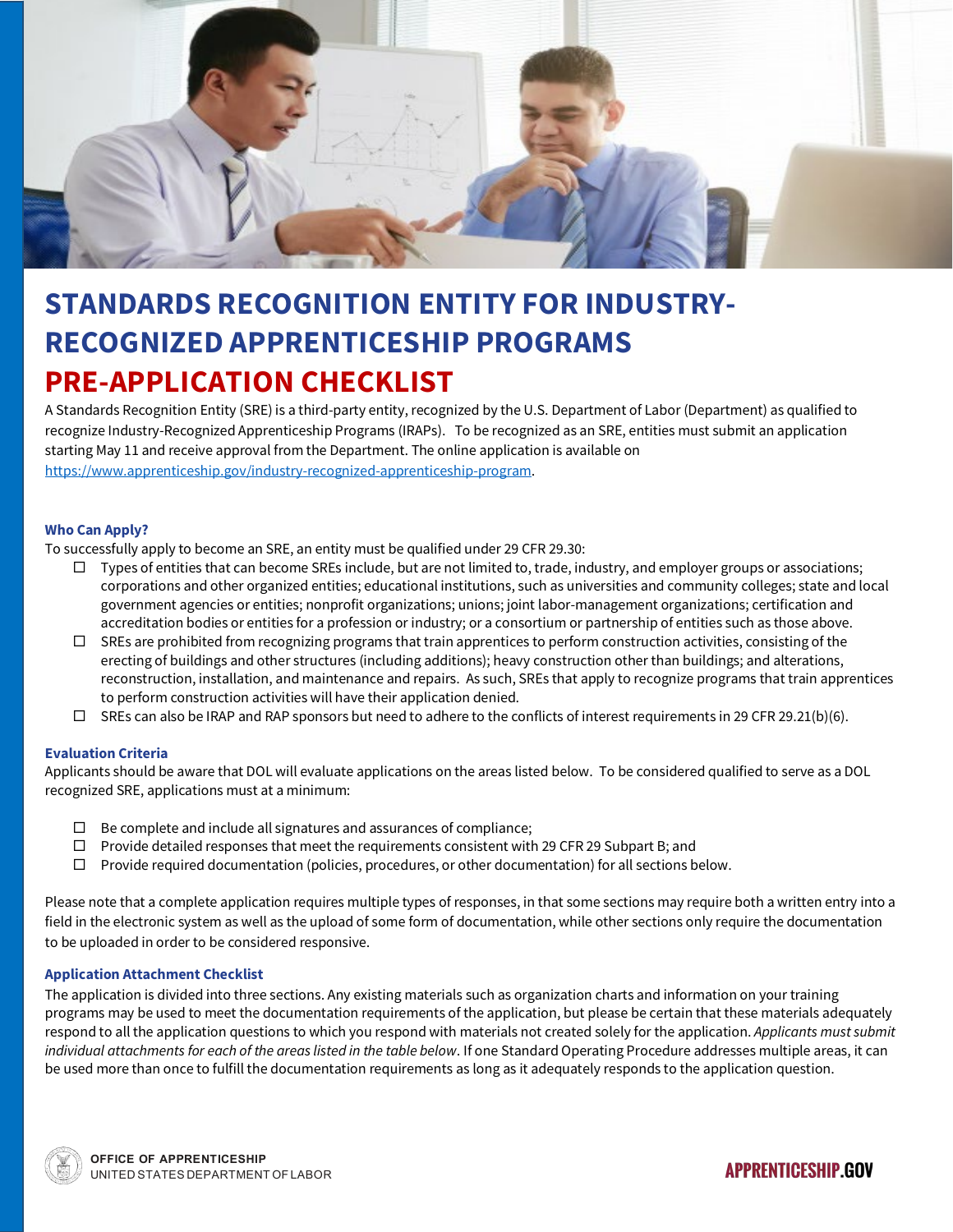# STANDARDS RECOGNITION ENTITY FOR INDUSTRY-RECOGNIZED APPRENTICESHIP PROGRAMS

# PRE-APPLICATION CHECKLIST

A Standards Recognition Entity (SRE) is a third-party entity, recognized by the U.S. Department of Labor (Department) as qualified to recognize Industry-Recognized Apprenticeship Programs (IRAPs). To be recognized as an SRE, entities must submit an application starting May 11 and receive approval from the Department. The online application is available on https://www.apprenticeship.gov/industry-recognized-apprenticeship-program.

### Who Can Apply?

To successfully apply to become an SRE, an entity must be qualified under 29 CFR 29.30:

- ☐ Types of entities that can become SREs include, but are not limited to, trade, industry, and employer groups or associations; corporations and other organized entities; educational institutions, such as universities and community colleges; state and local government agencies or entities; nonprofit organizations; unions; joint labor-management organizations; certification and accreditation bodies or entities for a profession or industry; or a consortium or partnership of entities such as those above.
- ☐ SREs are prohibited from recognizing programs that train apprentices to perform construction activities, consisting of the erecting of buildings and other structures (including additions); heavy construction other than buildings; and alterations, reconstruction, installation, and maintenance and repairs. As such, SREs that apply to recognize programs that train apprentices to perform construction activities will have their application denied.
- ☐ SREs can also be IRAP and RAP sponsors but need to adhere to the conflicts of interest requirements in 29 CFR 29.21(b)(6).

### Evaluation Criteria

Applicants should be aware that DOL will evaluate applications on the areas listed below. To be considered qualified to serve as a DOL recognized SRE, applications must at a minimum:

- ☐ Be complete and include all signatures and assurances of compliance;
- ☐ Provide detailed responses that meet the requirements consistent with 29 CFR 29 Subpart B; and
- ☐ Provide required documentation (policies, procedures, or other documentation) for all sections below.

Please note that a complete application requires multiple types of responses, in that some sections may require both a written entry into a field in the electronic system as well as the upload of some form of documentation, while other sections only require the documentation to be uploaded in order to be considered responsive.

### Application Attachment Checklist

The application is divided into three sections. Any existing materials such as organization charts and information on your training programs may be used to meet the documentation requirements of the application, but please be certain that these materials adequately respond to all the application questions to which you respond with materials not created solely for the application. *Applicants must submit individual attachments for each of the areas listed in the table below*. If one Standard Operating Procedure addresses multiple areas, it can be used more than once to fulfill the documentation requirements as long as it adequately responds to the application question.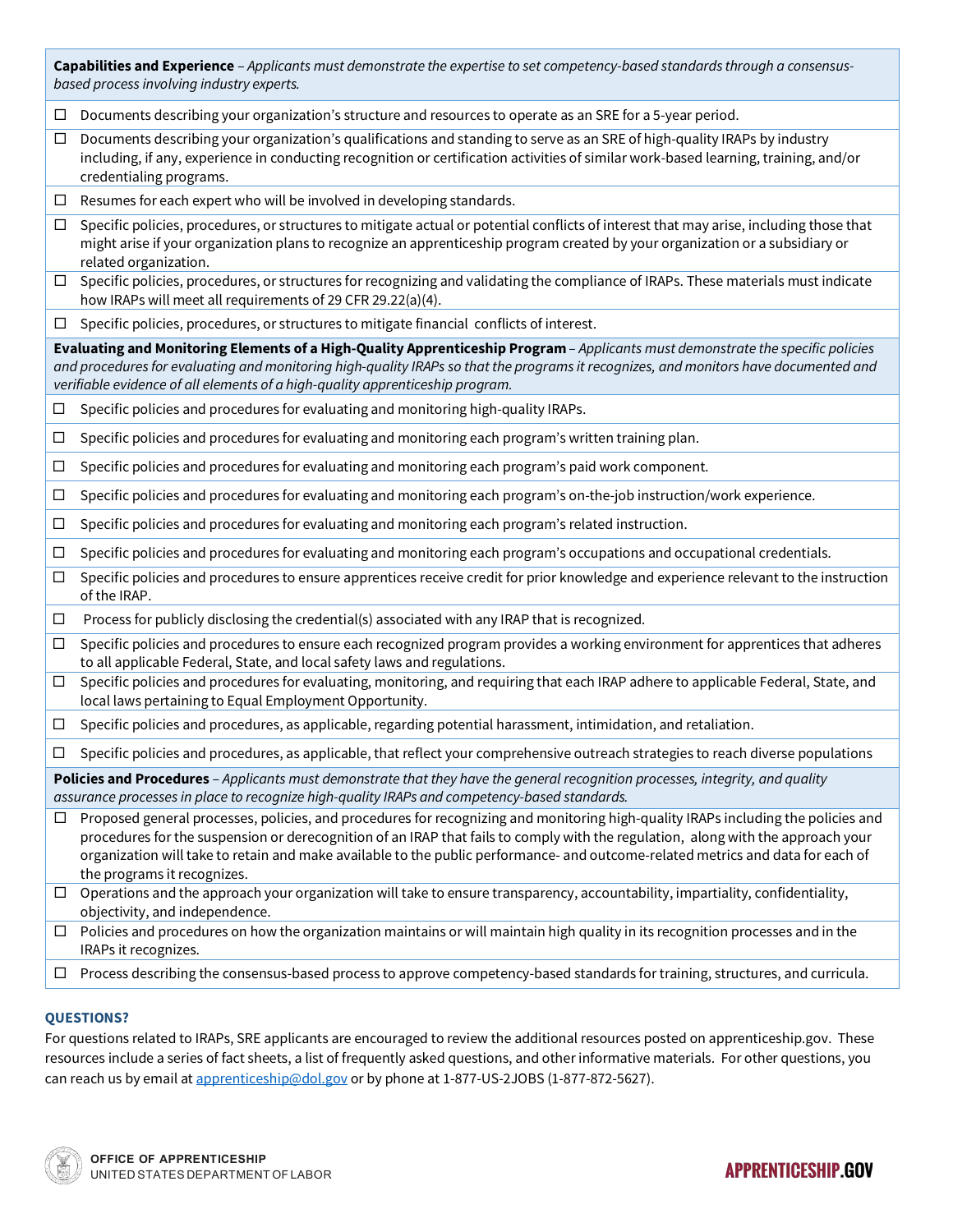**Capabilities and Experience** – *Applicants must demonstrate the expertise to set competency-based standards through a consensus-based process involving industry experts.*

- ☐ Documents describing your organization's structure and resources to operate as an SRE for a 5-year period.
- ☐ Documents describing your organization's qualifications and standing to serve as an SRE of high-quality IRAPs by industry including, if any, experience in conducting recognition or certification activities of similar work-based learning, training, and/or credentialing programs.
- ☐ Resumes for each expert who will be involved in developing standards.
- ☐ Specific policies, procedures, or structures to mitigate actual or potential conflicts of interest that may arise, including those that might arise if your organization plans to recognize an apprenticeship program created by your organization or a subsidiary or related organization.
- ☐ Specific policies, procedures, or structures for recognizing and validating the compliance of IRAPs. These materials must indicate how IRAPs will meet all requirements of 29 CFR 29.22(a)(4).
- ☐ Specific policies, procedures, or structures to mitigate financial conflicts of interest.

**Evaluating and Monitoring Elements of a High-Quality Apprenticeship Program** – *Applicants must demonstrate the specific policies and procedures for evaluating and monitoring high-quality IRAPs so that the programs it recognizes, and monitors have documented and verifiable evidence of all elements of a high-quality apprenticeship program.*

- ☐ Specific policies and procedures for evaluating and monitoring high-quality IRAPs.
- ☐ Specific policies and procedures for evaluating and monitoring each program's written training plan.
- ☐ Specific policies and procedures for evaluating and monitoring each program's paid work component.
- ☐ Specific policies and procedures for evaluating and monitoring each program's on-the-job instruction/work experience.
- ☐ Specific policies and procedures for evaluating and monitoring each program's related instruction.
- ☐ Specific policies and procedures for evaluating and monitoring each program's occupations and occupational credentials.
- ☐ Specific policies and procedures to ensure apprentices receive credit for prior knowledge and experience relevant to the instruction of the IRAP.
- ☐ Process for publicly disclosing the credential(s) associated with any IRAP that is recognized.
- ☐ Specific policies and procedures to ensure each recognized program provides a working environment for apprentices that adheres to all applicable Federal, State, and local safety laws and regulations.
- ☐ Specific policies and procedures for evaluating, monitoring, and requiring that each IRAP adhere to applicable Federal, State, and local laws pertaining to Equal Employment Opportunity.
- ☐ Specific policies and procedures, as applicable, regarding potential harassment, intimidation, and retaliation.
- ☐ Specific policies and procedures, as applicable, that reflect your comprehensive outreach strategies to reach diverse populations

**Policies and Procedures** – *Applicants must demonstrate that they have the general recognition processes, integrity, and quality assurance processes in place to recognize high-quality IRAPs and competency-based standards.*

- ☐ Proposed general processes, policies, and procedures for recognizing and monitoring high-quality IRAPs including the policies and procedures for the suspension or derecognition of an IRAP that fails to comply with the regulation, along with the approach your organization will take to retain and make available to the public performance- and outcome-related metrics and data for each of the programs it recognizes.
- ☐ Operations and the approach your organization will take to ensure transparency, accountability, impartiality, confidentiality, objectivity, and independence.
- ☐ Policies and procedures on how the organization maintains or will maintain high quality in its recognition processes and in the IRAPs it recognizes.
- ☐ Process describing the consensus-based process to approve competency-based standards for training, structures, and curricula.

## QUESTIONS?

For questions related to IRAPs, SRE applicants are encouraged to review the additional resources posted on apprenticeship.gov. These resources include a series of fact sheets, a list of frequently asked questions, and other informative materials. For other questions, you can reach us by email at [apprenticeship@dol.gov](mailto:apprenticeship@dol.gov) or by phone at 1-877-US-2JOBS (1-877-872-5627).

OFFICE OF APPRENTICESHIP
UNITED STATES DEPARTMENT OF LABOR

APPRENTICESHIP.GOV